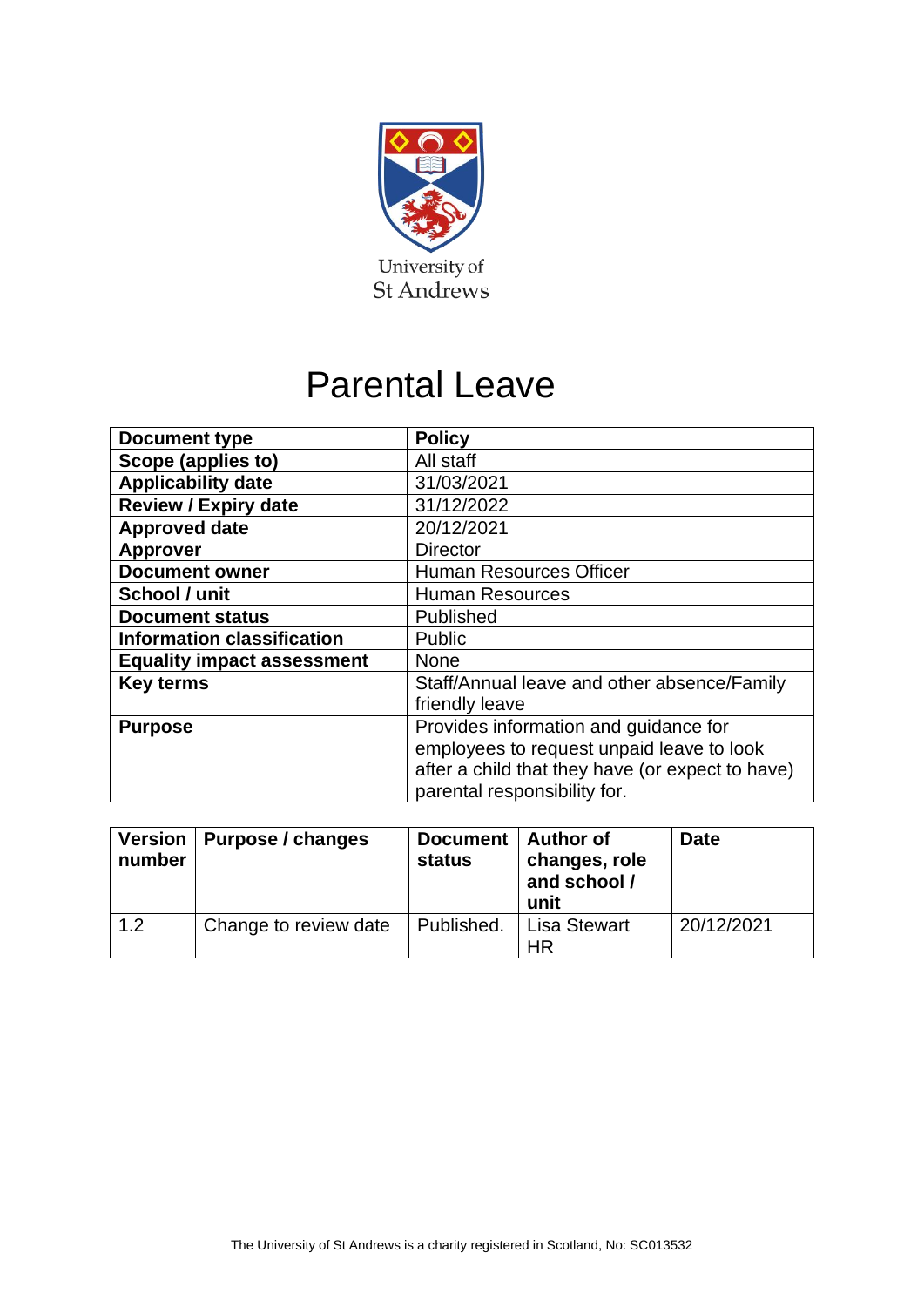University of St Andrews

# Parental Leave

| Document type | Policy |
|---|---|
| Scope (applies to) | All staff |
| Applicability date | 31/03/2021 |
| Review / Expiry date | 31/12/2022 |
| Approved date | 20/12/2021 |
| Approver | Director |
| Document owner | Human Resources Officer |
| School / unit | Human Resources |
| Document status | Published |
| Information classification | Public |
| Equality impact assessment | None |
| Key terms | Staff/Annual leave and other absence/Family friendly leave |
| Purpose | Provides information and guidance for employees to request unpaid leave to look after a child that they have (or expect to have) parental responsibility for. |

| Version number | Purpose / changes | Document status | Author of changes, role and school / unit | Date |
|---|---|---|---|---|
| 1.2 | Change to review date | Published. | Lisa Stewart HR | 20/12/2021 |

The University of St Andrews is a charity registered in Scotland, No: SC013532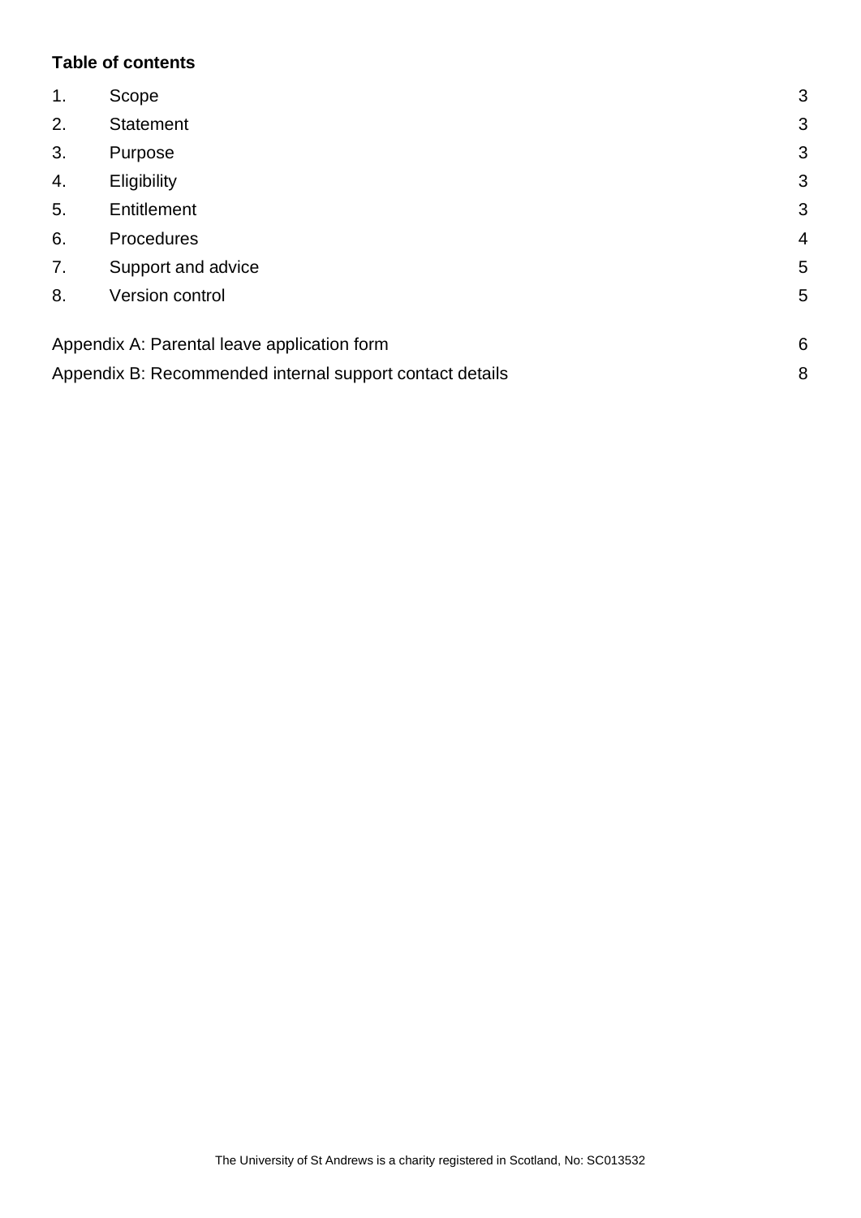**Table of contents**

| | | |
|---|---|---|
| 1. | Scope | 3 |
| 2. | Statement | 3 |
| 3. | Purpose | 3 |
| 4. | Eligibility | 3 |
| 5. | Entitlement | 3 |
| 6. | Procedures | 4 |
| 7. | Support and advice | 5 |
| 8. | Version control | 5 |

Appendix A: Parental leave application form 6

Appendix B: Recommended internal support contact details 8

The University of St Andrews is a charity registered in Scotland, No: SC013532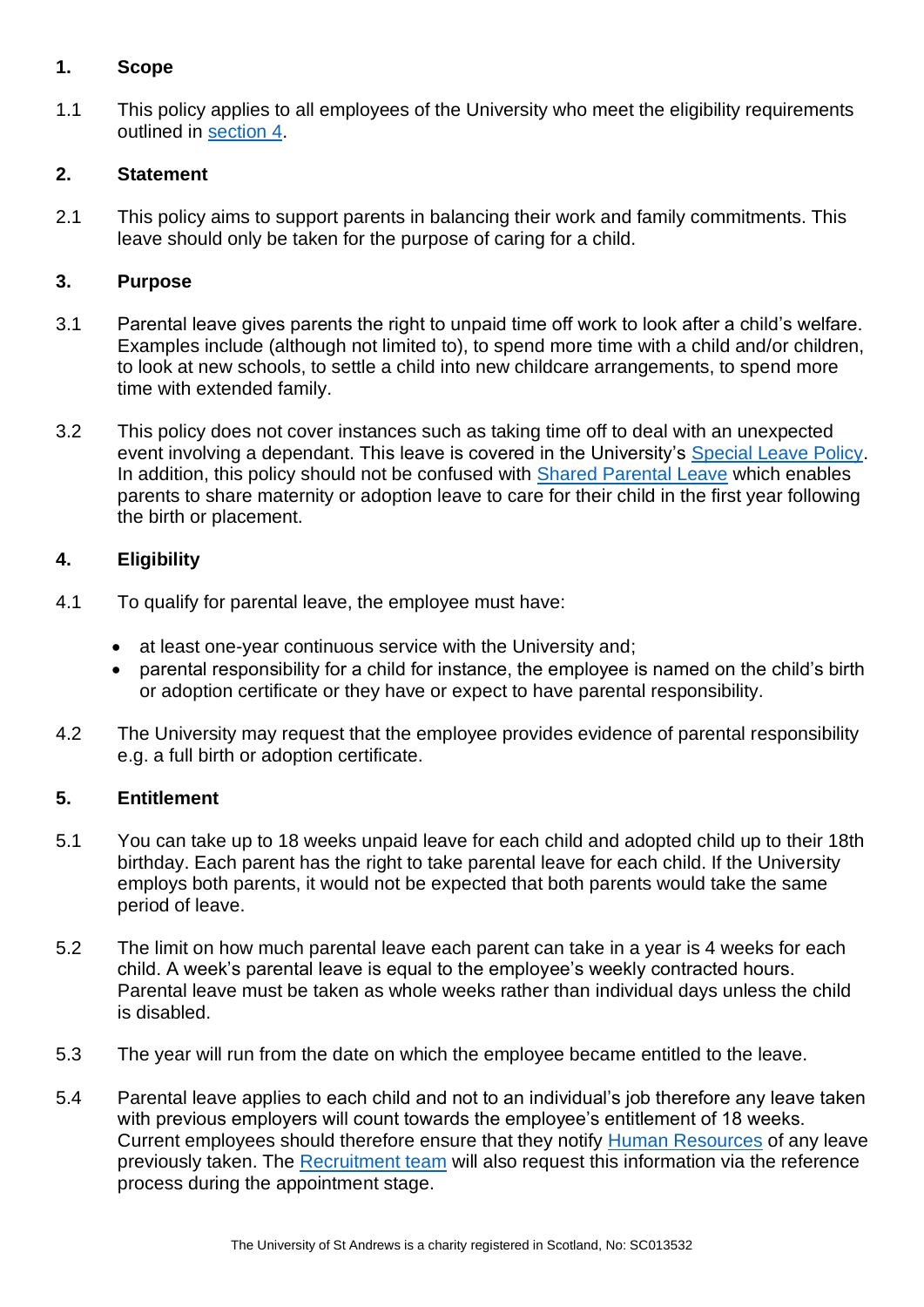## 1. Scope

1.1 This policy applies to all employees of the University who meet the eligibility requirements outlined in section 4.

## 2. Statement

2.1 This policy aims to support parents in balancing their work and family commitments. This leave should only be taken for the purpose of caring for a child.

## 3. Purpose

3.1 Parental leave gives parents the right to unpaid time off work to look after a child's welfare. Examples include (although not limited to), to spend more time with a child and/or children, to look at new schools, to settle a child into new childcare arrangements, to spend more time with extended family.

3.2 This policy does not cover instances such as taking time off to deal with an unexpected event involving a dependant. This leave is covered in the University's Special Leave Policy. In addition, this policy should not be confused with Shared Parental Leave which enables parents to share maternity or adoption leave to care for their child in the first year following the birth or placement.

## 4. Eligibility

4.1 To qualify for parental leave, the employee must have:

- at least one-year continuous service with the University and;
- parental responsibility for a child for instance, the employee is named on the child's birth or adoption certificate or they have or expect to have parental responsibility.

4.2 The University may request that the employee provides evidence of parental responsibility e.g. a full birth or adoption certificate.

## 5. Entitlement

5.1 You can take up to 18 weeks unpaid leave for each child and adopted child up to their 18th birthday. Each parent has the right to take parental leave for each child. If the University employs both parents, it would not be expected that both parents would take the same period of leave.

5.2 The limit on how much parental leave each parent can take in a year is 4 weeks for each child. A week's parental leave is equal to the employee's weekly contracted hours. Parental leave must be taken as whole weeks rather than individual days unless the child is disabled.

5.3 The year will run from the date on which the employee became entitled to the leave.

5.4 Parental leave applies to each child and not to an individual's job therefore any leave taken with previous employers will count towards the employee's entitlement of 18 weeks. Current employees should therefore ensure that they notify Human Resources of any leave previously taken. The Recruitment team will also request this information via the reference process during the appointment stage.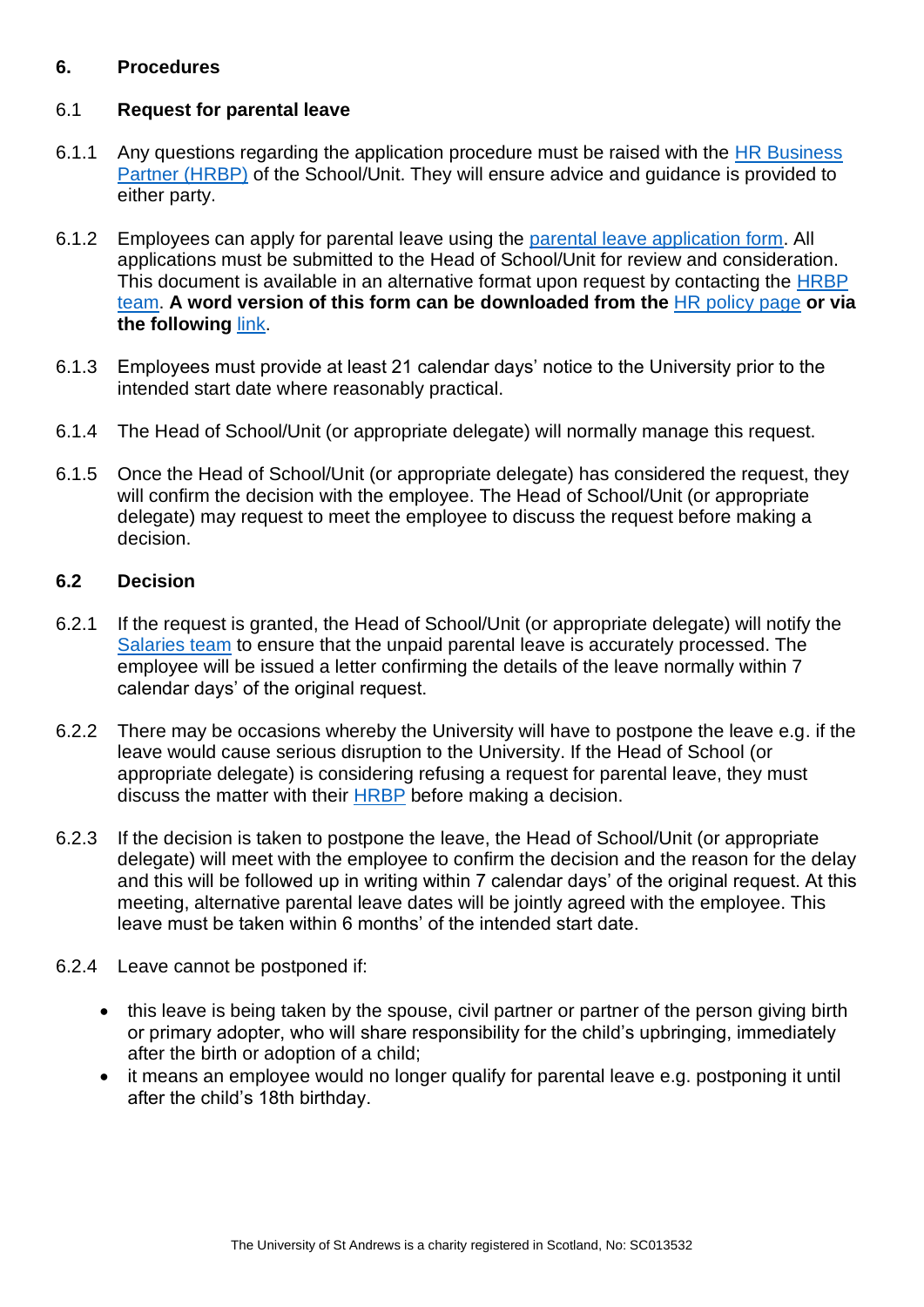## 6. Procedures

### 6.1 Request for parental leave

6.1.1 Any questions regarding the application procedure must be raised with the HR Business Partner (HRBP) of the School/Unit. They will ensure advice and guidance is provided to either party.

6.1.2 Employees can apply for parental leave using the parental leave application form. All applications must be submitted to the Head of School/Unit for review and consideration. This document is available in an alternative format upon request by contacting the HRBP team. **A word version of this form can be downloaded from the HR policy page or via the following link**.

6.1.3 Employees must provide at least 21 calendar days' notice to the University prior to the intended start date where reasonably practical.

6.1.4 The Head of School/Unit (or appropriate delegate) will normally manage this request.

6.1.5 Once the Head of School/Unit (or appropriate delegate) has considered the request, they will confirm the decision with the employee. The Head of School/Unit (or appropriate delegate) may request to meet the employee to discuss the request before making a decision.

### 6.2 Decision

6.2.1 If the request is granted, the Head of School/Unit (or appropriate delegate) will notify the Salaries team to ensure that the unpaid parental leave is accurately processed. The employee will be issued a letter confirming the details of the leave normally within 7 calendar days' of the original request.

6.2.2 There may be occasions whereby the University will have to postpone the leave e.g. if the leave would cause serious disruption to the University. If the Head of School (or appropriate delegate) is considering refusing a request for parental leave, they must discuss the matter with their HRBP before making a decision.

6.2.3 If the decision is taken to postpone the leave, the Head of School/Unit (or appropriate delegate) will meet with the employee to confirm the decision and the reason for the delay and this will be followed up in writing within 7 calendar days' of the original request. At this meeting, alternative parental leave dates will be jointly agreed with the employee. This leave must be taken within 6 months' of the intended start date.

6.2.4 Leave cannot be postponed if:

- this leave is being taken by the spouse, civil partner or partner of the person giving birth or primary adopter, who will share responsibility for the child's upbringing, immediately after the birth or adoption of a child;
- it means an employee would no longer qualify for parental leave e.g. postponing it until after the child's 18th birthday.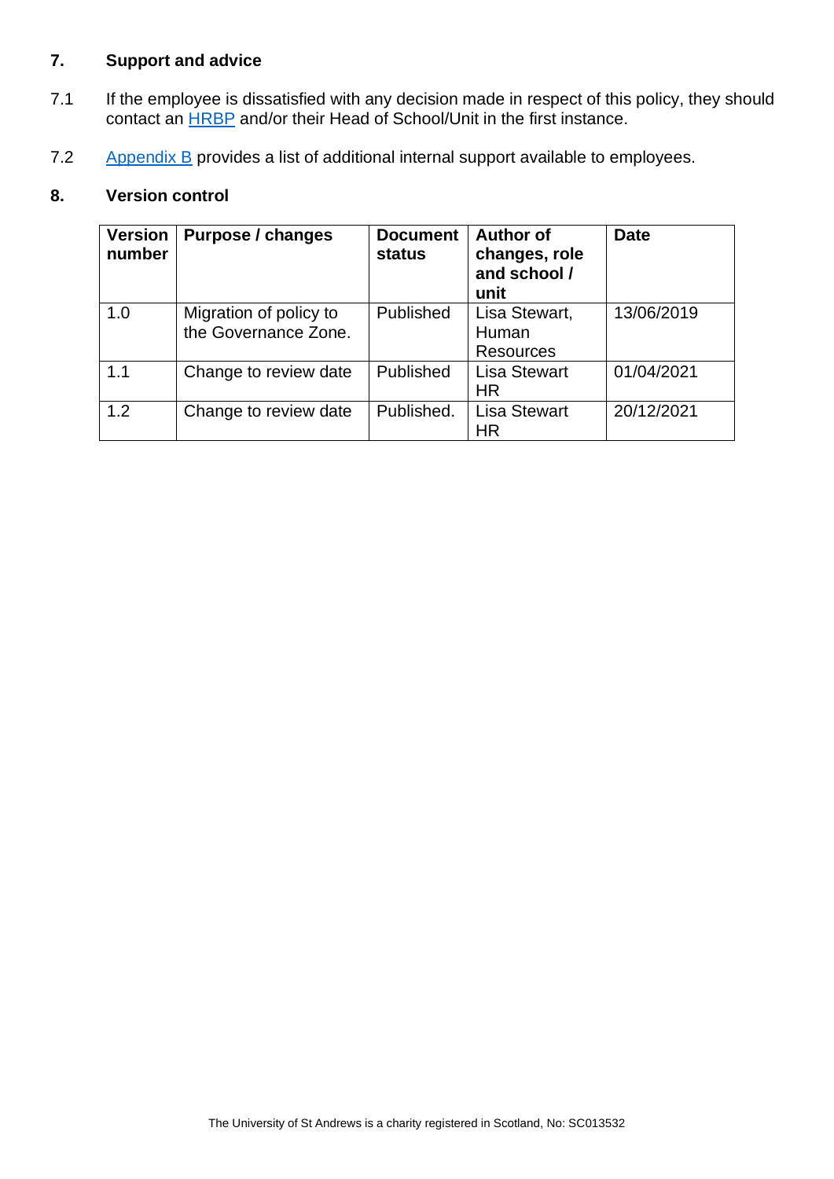## 7. Support and advice

7.1 If the employee is dissatisfied with any decision made in respect of this policy, they should contact an HRBP and/or their Head of School/Unit in the first instance.

7.2 Appendix B provides a list of additional internal support available to employees.

## 8. Version control

| Version number | Purpose / changes | Document status | Author of changes, role and school / unit | Date |
|---|---|---|---|---|
| 1.0 | Migration of policy to the Governance Zone. | Published | Lisa Stewart, Human Resources | 13/06/2019 |
| 1.1 | Change to review date | Published | Lisa Stewart HR | 01/04/2021 |
| 1.2 | Change to review date | Published. | Lisa Stewart HR | 20/12/2021 |

The University of St Andrews is a charity registered in Scotland, No: SC013532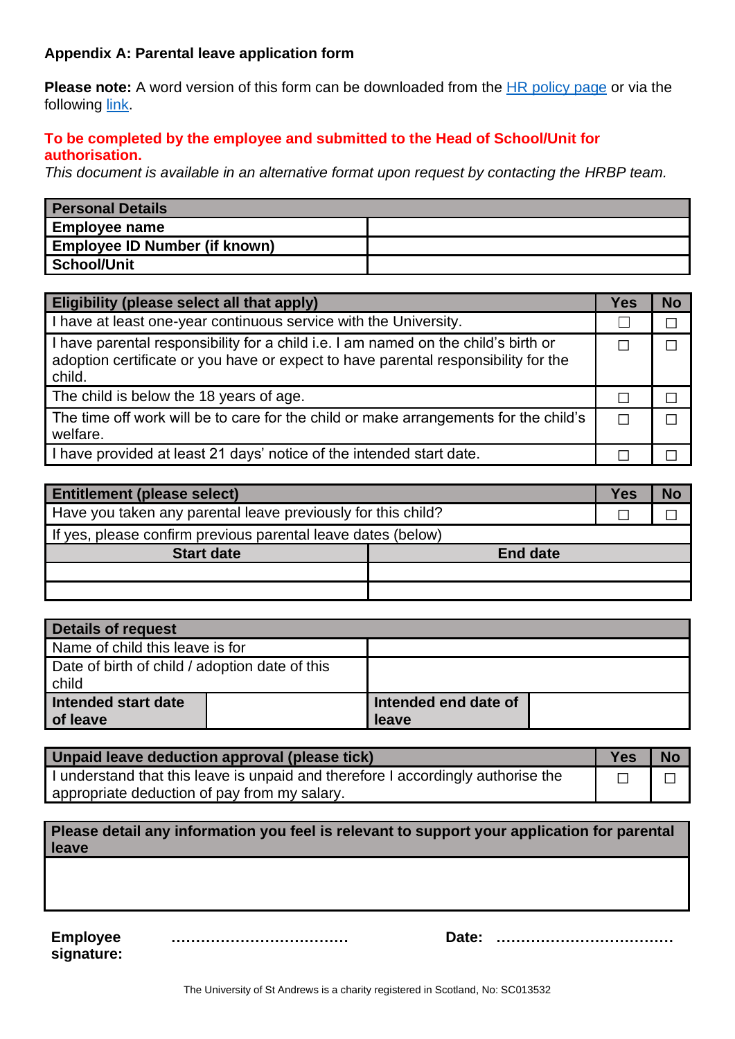**Appendix A: Parental leave application form**

**Please note:** A word version of this form can be downloaded from the HR policy page or via the following link.

**To be completed by the employee and submitted to the Head of School/Unit for authorisation.**

*This document is available in an alternative format upon request by contacting the HRBP team.*

| **Personal Details** | |
|---|---|
| **Employee name** | |
| **Employee ID Number (if known)** | |
| **School/Unit** | |

| **Eligibility (please select all that apply)** | **Yes** | **No** |
|---|---|---|
| I have at least one-year continuous service with the University. | ☐ | ☐ |
| I have parental responsibility for a child i.e. I am named on the child's birth or adoption certificate or you have or expect to have parental responsibility for the child. | ☐ | ☐ |
| The child is below the 18 years of age. | ☐ | ☐ |
| The time off work will be to care for the child or make arrangements for the child's welfare. | ☐ | ☐ |
| I have provided at least 21 days' notice of the intended start date. | ☐ | ☐ |

| **Entitlement (please select)** | | **Yes** | **No** |
|---|---|---|---|
| Have you taken any parental leave previously for this child? | | ☐ | ☐ |
| If yes, please confirm previous parental leave dates (below) | | | |
| **Start date** | **End date** | | |
| | | | |
| | | | |

| **Details of request** | | | |
|---|---|---|---|
| Name of child this leave is for | | | |
| Date of birth of child / adoption date of this child | | | |
| **Intended start date of leave** | | **Intended end date of leave** | |

| **Unpaid leave deduction approval (please tick)** | **Yes** | **No** |
|---|---|---|
| I understand that this leave is unpaid and therefore I accordingly authorise the appropriate deduction of pay from my salary. | ☐ | ☐ |

| **Please detail any information you feel is relevant to support your application for parental leave** |
|---|
| |

**Employee signature:** ……………………………… **Date:** ………………………………

The University of St Andrews is a charity registered in Scotland, No: SC013532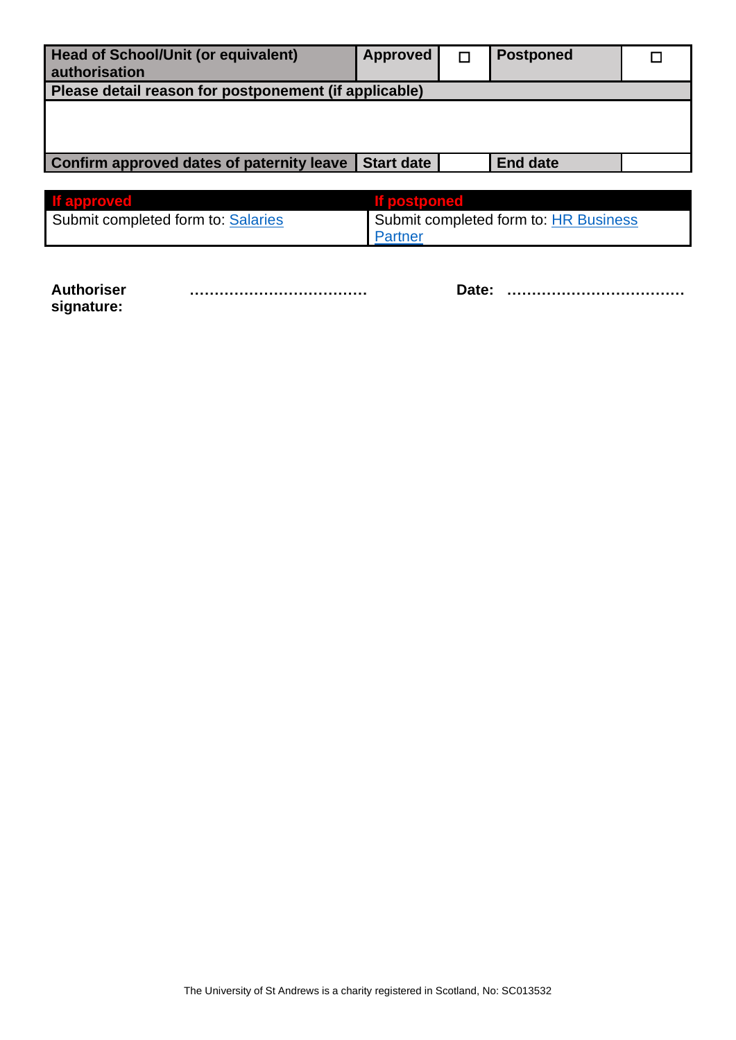| **Head of School/Unit (or equivalent) authorisation** | **Approved** | ☐ | **Postponed** | ☐ |
| --- | --- | --- | --- | --- |
| **Please detail reason for postponement (if applicable)** | | | | |
| | | | | |
| **Confirm approved dates of paternity leave** | **Start date** | | **End date** | |

| **If approved** | **If postponed** |
| --- | --- |
| Submit completed form to: [Salaries] | Submit completed form to: [HR Business Partner] |

**Authoriser signature:** ……………………………… **Date:** ………………………………

The University of St Andrews is a charity registered in Scotland, No: SC013532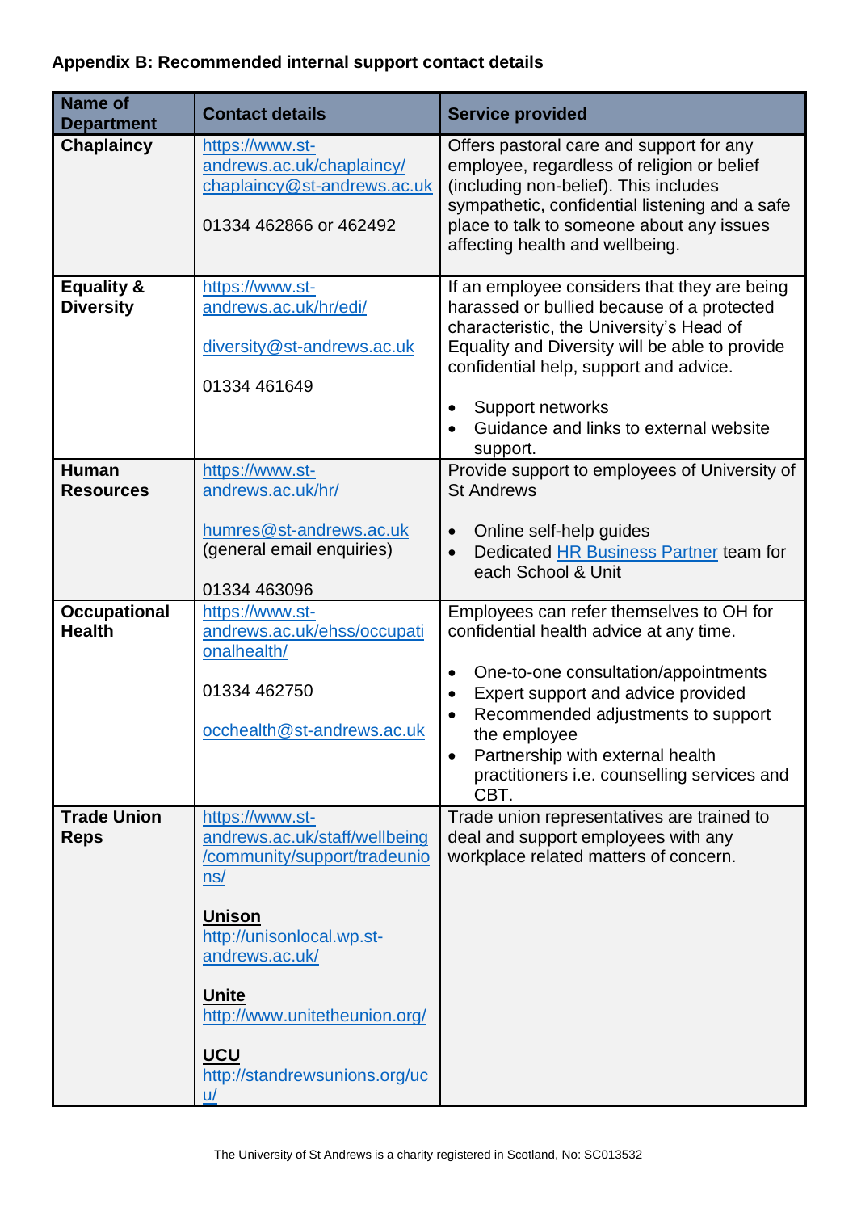**Appendix B: Recommended internal support contact details**

| Name of Department | Contact details | Service provided |
|---|---|---|
| **Chaplaincy** | https://www.st-andrews.ac.uk/chaplaincy/ chaplaincy@st-andrews.ac.uk<br><br>01334 462866 or 462492 | Offers pastoral care and support for any employee, regardless of religion or belief (including non-belief). This includes sympathetic, confidential listening and a safe place to talk to someone about any issues affecting health and wellbeing. |
| **Equality & Diversity** | https://www.st-andrews.ac.uk/hr/edi/<br><br>diversity@st-andrews.ac.uk<br><br>01334 461649 | If an employee considers that they are being harassed or bullied because of a protected characteristic, the University's Head of Equality and Diversity will be able to provide confidential help, support and advice.<br><br>• Support networks<br>• Guidance and links to external website support. |
| **Human Resources** | https://www.st-andrews.ac.uk/hr/<br><br>humres@st-andrews.ac.uk (general email enquiries)<br><br>01334 463096 | Provide support to employees of University of St Andrews<br><br>• Online self-help guides<br>• Dedicated HR Business Partner team for each School & Unit |
| **Occupational Health** | https://www.st-andrews.ac.uk/ehss/occupationalhealth/<br><br>01334 462750<br><br>occhealth@st-andrews.ac.uk | Employees can refer themselves to OH for confidential health advice at any time.<br><br>• One-to-one consultation/appointments<br>• Expert support and advice provided<br>• Recommended adjustments to support the employee<br>• Partnership with external health practitioners i.e. counselling services and CBT. |
| **Trade Union Reps** | https://www.st-andrews.ac.uk/staff/wellbeing/community/support/tradeunions/<br><br>**Unison**<br>http://unisonlocal.wp.st-andrews.ac.uk/<br><br>**Unite**<br>http://www.unitetheunion.org/<br><br>**UCU**<br>http://standrewsunions.org/ucu/ | Trade union representatives are trained to deal and support employees with any workplace related matters of concern. |

The University of St Andrews is a charity registered in Scotland, No: SC013532